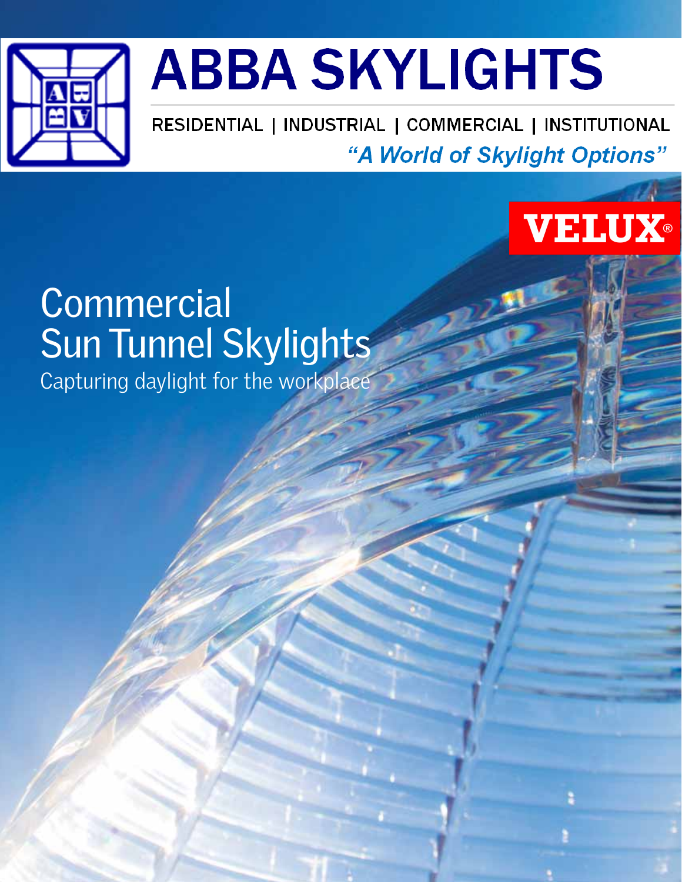# ABBA SKYLIGHTS

RESIDENTIAL | INDUSTRIAL | COMMERCIAL | INSTITUTIONAL

*"A World of Skylight Options"*

VELUX®

# Commercial Sun Tunnel Skylights

Capturing daylight for the workplace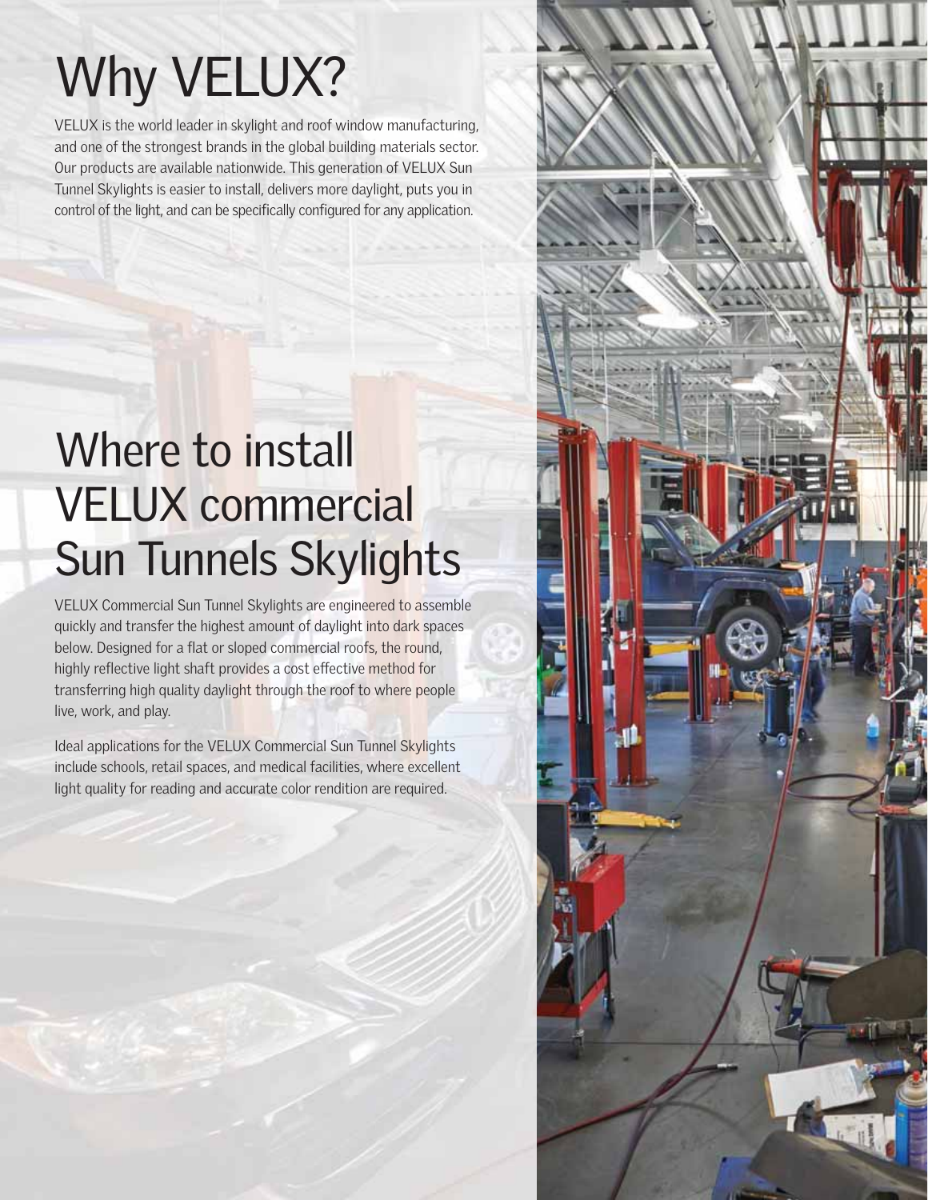# Why VELUX?

VELUX is the world leader in skylight and roof window manufacturing, and one of the strongest brands in the global building materials sector. Our products are available nationwide. This generation of VELUX Sun Tunnel Skylights is easier to install, delivers more daylight, puts you in control of the light, and can be specifically configured for any application.

# Where to install VELUX commercial Sun Tunnels Skylights

VELUX Commercial Sun Tunnel Skylights are engineered to assemble quickly and transfer the highest amount of daylight into dark spaces below. Designed for a flat or sloped commercial roofs, the round, highly reflective light shaft provides a cost effective method for transferring high quality daylight through the roof to where people live, work, and play.

Ideal applications for the VELUX Commercial Sun Tunnel Skylights include schools, retail spaces, and medical facilities, where excellent light quality for reading and accurate color rendition are required.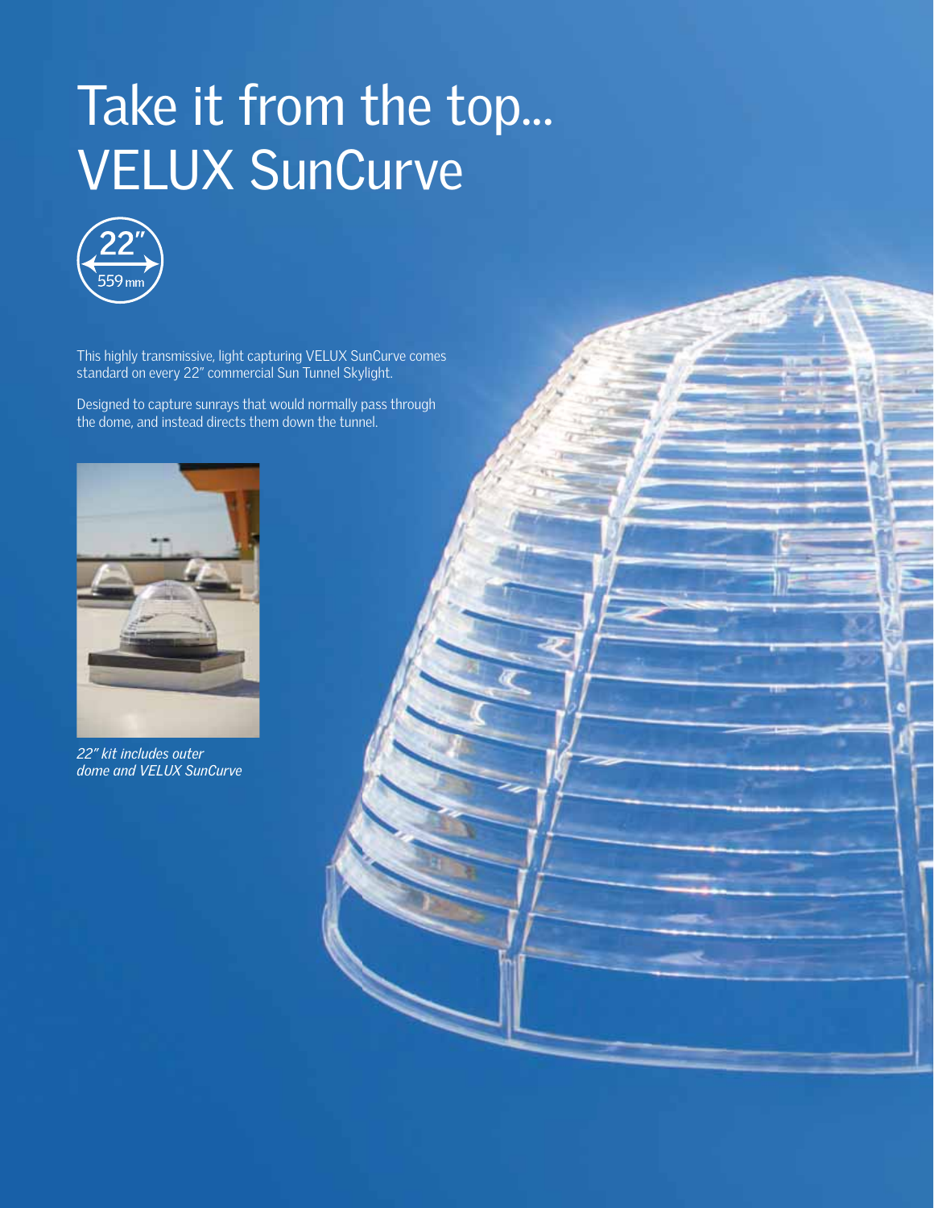# Take it from the top... VELUX SunCurve

22″
559 mm

This highly transmissive, light capturing VELUX SunCurve comes standard on every 22″ commercial Sun Tunnel Skylight.

Designed to capture sunrays that would normally pass through the dome, and instead directs them down the tunnel.

*22″ kit includes outer dome and VELUX SunCurve*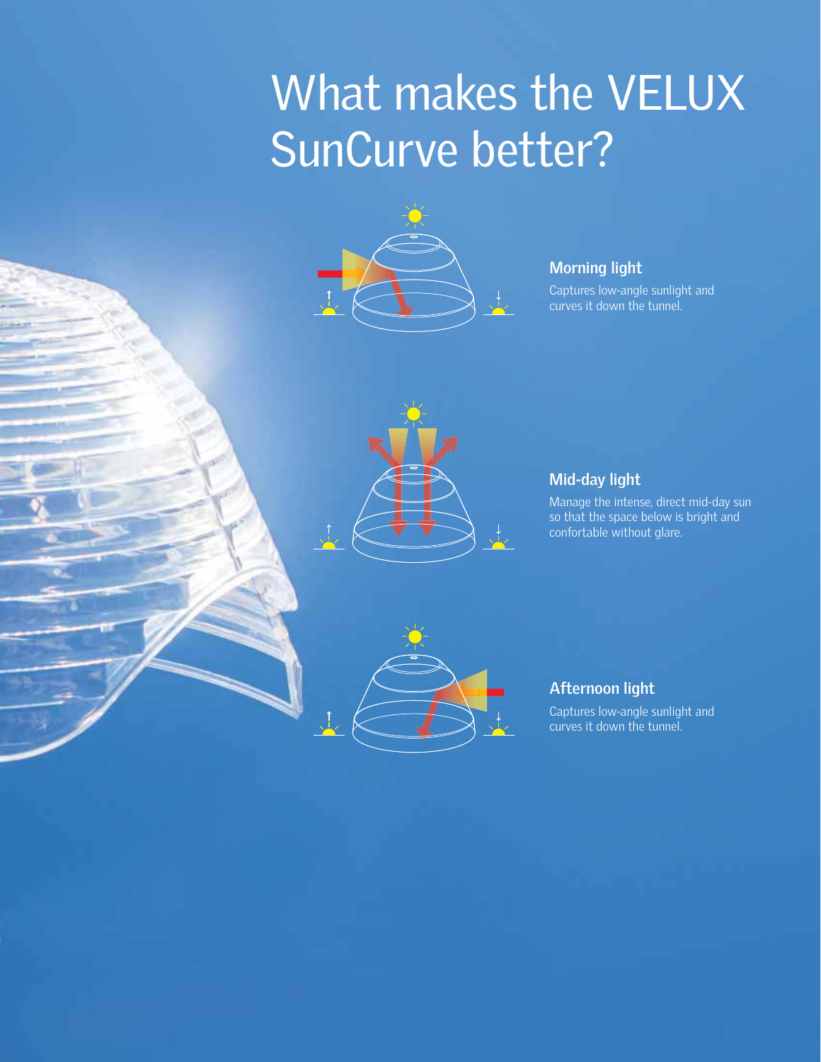# What makes the VELUX SunCurve better?

### Morning light

Captures low-angle sunlight and curves it down the tunnel.

### Mid-day light

Manage the intense, direct mid-day sun so that the space below is bright and comfortable without glare.

### Afternoon light

Captures low-angle sunlight and curves it down the tunnel.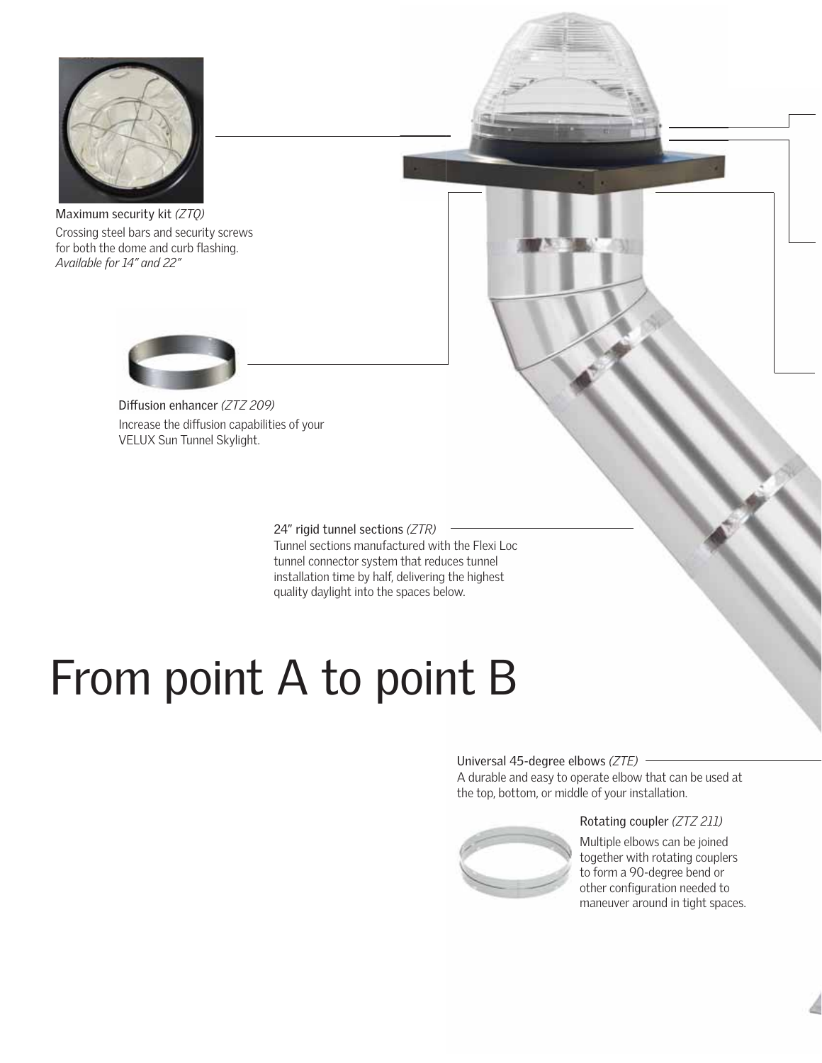**Maximum security kit** *(ZTQ)*
Crossing steel bars and security screws for both the dome and curb flashing.
*Available for 14" and 22"*

**Diffusion enhancer** *(ZTZ 209)*
Increase the diffusion capabilities of your VELUX Sun Tunnel Skylight.

**24" rigid tunnel sections** *(ZTR)*
Tunnel sections manufactured with the Flexi Loc tunnel connector system that reduces tunnel installation time by half, delivering the highest quality daylight into the spaces below.

# From point A to point B

**Universal 45-degree elbows** *(ZTE)*
A durable and easy to operate elbow that can be used at the top, bottom, or middle of your installation.

**Rotating coupler** *(ZTZ 211)*
Multiple elbows can be joined together with rotating couplers to form a 90-degree bend or other configuration needed to maneuver around in tight spaces.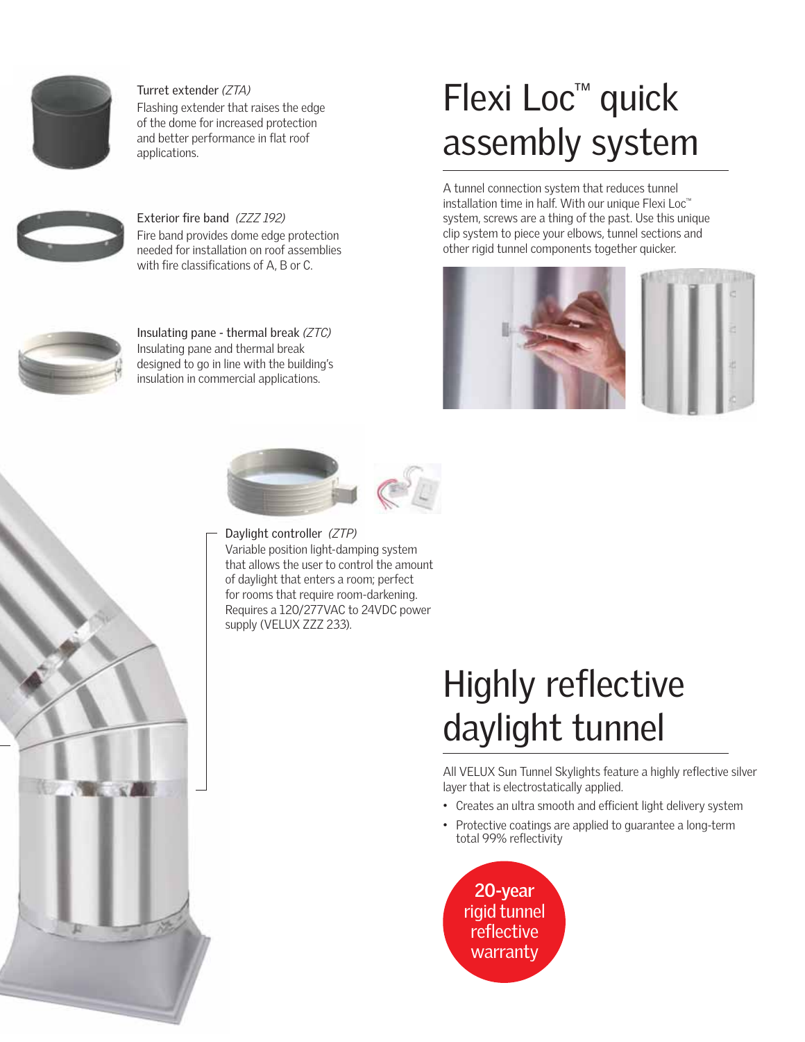Turret extender *(ZTA)*
Flashing extender that raises the edge of the dome for increased protection and better performance in flat roof applications.

Exterior fire band *(ZZZ 192)*
Fire band provides dome edge protection needed for installation on roof assemblies with fire classifications of A, B or C.

Insulating pane - thermal break *(ZTC)*
Insulating pane and thermal break designed to go in line with the building's insulation in commercial applications.

Daylight controller *(ZTP)*
Variable position light-damping system that allows the user to control the amount of daylight that enters a room; perfect for rooms that require room-darkening. Requires a 120/277VAC to 24VDC power supply (VELUX ZZZ 233).

# Flexi Loc™ quick assembly system

A tunnel connection system that reduces tunnel installation time in half. With our unique Flexi Loc™ system, screws are a thing of the past. Use this unique clip system to piece your elbows, tunnel sections and other rigid tunnel components together quicker.

# Highly reflective daylight tunnel

All VELUX Sun Tunnel Skylights feature a highly reflective silver layer that is electrostatically applied.

- Creates an ultra smooth and efficient light delivery system
- Protective coatings are applied to guarantee a long-term total 99% reflectivity

**20-year** rigid tunnel reflective warranty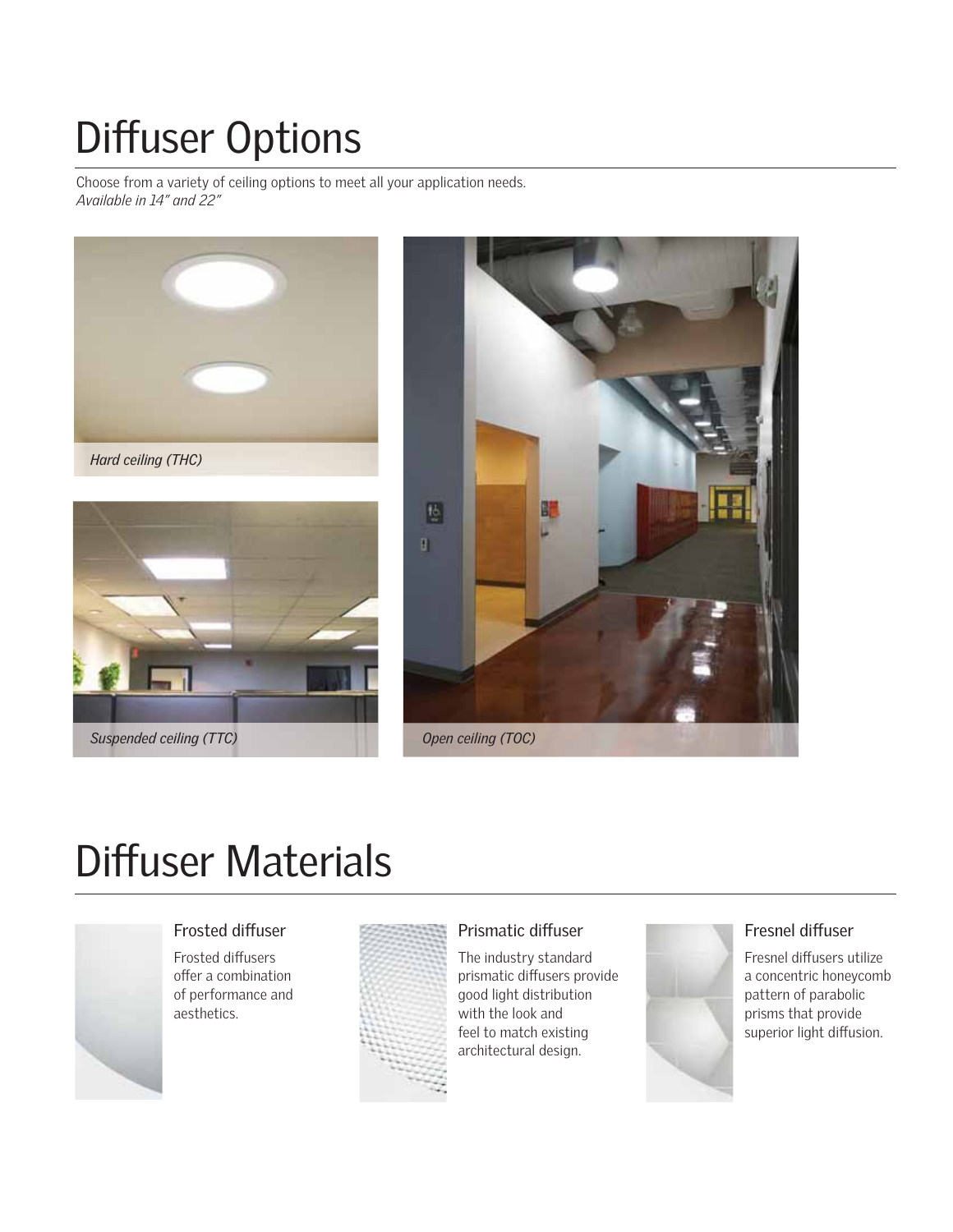# Diffuser Options

Choose from a variety of ceiling options to meet all your application needs.
*Available in 14" and 22"*

*Hard ceiling (THC)*

*Suspended ceiling (TTC)*

*Open ceiling (TOC)*

# Diffuser Materials

### Frosted diffuser

Frosted diffusers offer a combination of performance and aesthetics.

### Prismatic diffuser

The industry standard prismatic diffusers provide good light distribution with the look and feel to match existing architectural design.

### Fresnel diffuser

Fresnel diffusers utilize a concentric honeycomb pattern of parabolic prisms that provide superior light diffusion.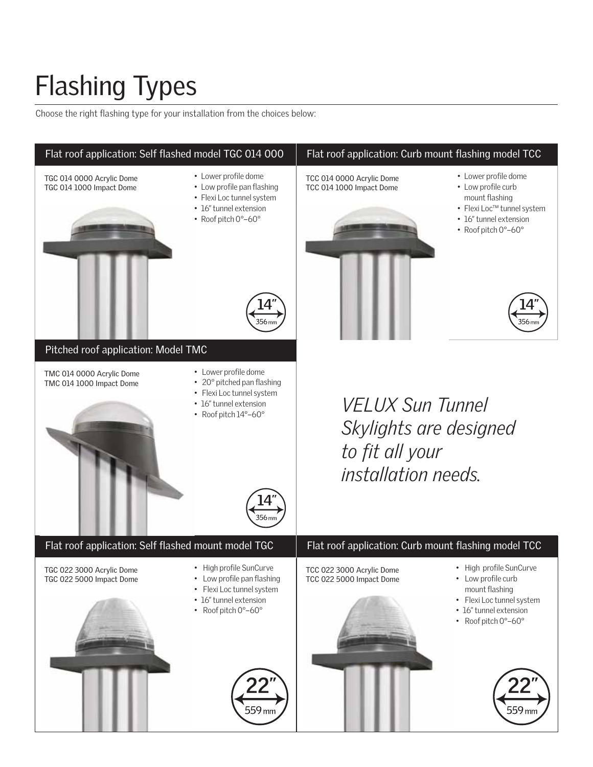# Flashing Types

Choose the right flashing type for your installation from the choices below:

## Flat roof application: Self flashed model TGC 014 000

TGC 014 0000 Acrylic Dome
TGC 014 1000 Impact Dome

- Lower profile dome
- Low profile pan flashing
- Flexi Loc tunnel system
- 16" tunnel extension
- Roof pitch 0°–60°

14" 356 mm

## Flat roof application: Curb mount flashing model TCC

TCC 014 0000 Acrylic Dome
TCC 014 1000 Impact Dome

- Lower profile dome
- Low profile curb mount flashing
- Flexi Loc™ tunnel system
- 16" tunnel extension
- Roof pitch 0°–60°

14" 356 mm

## Pitched roof application: Model TMC

TMC 014 0000 Acrylic Dome
TMC 014 1000 Impact Dome

- Lower profile dome
- 20° pitched pan flashing
- Flexi Loc tunnel system
- 16" tunnel extension
- Roof pitch 14°–60°

14" 356 mm

*VELUX Sun Tunnel Skylights are designed to fit all your installation needs.*

## Flat roof application: Self flashed mount model TGC

TGC 022 3000 Acrylic Dome
TGC 022 5000 Impact Dome

- High profile SunCurve
- Low profile pan flashing
- Flexi Loc tunnel system
- 16" tunnel extension
- Roof pitch 0°–60°

22" 559 mm

## Flat roof application: Curb mount flashing model TCC

TCC 022 3000 Acrylic Dome
TCC 022 5000 Impact Dome

- High profile SunCurve
- Low profile curb mount flashing
- Flexi Loc tunnel system
- 16" tunnel extension
- Roof pitch 0°–60°

22" 559 mm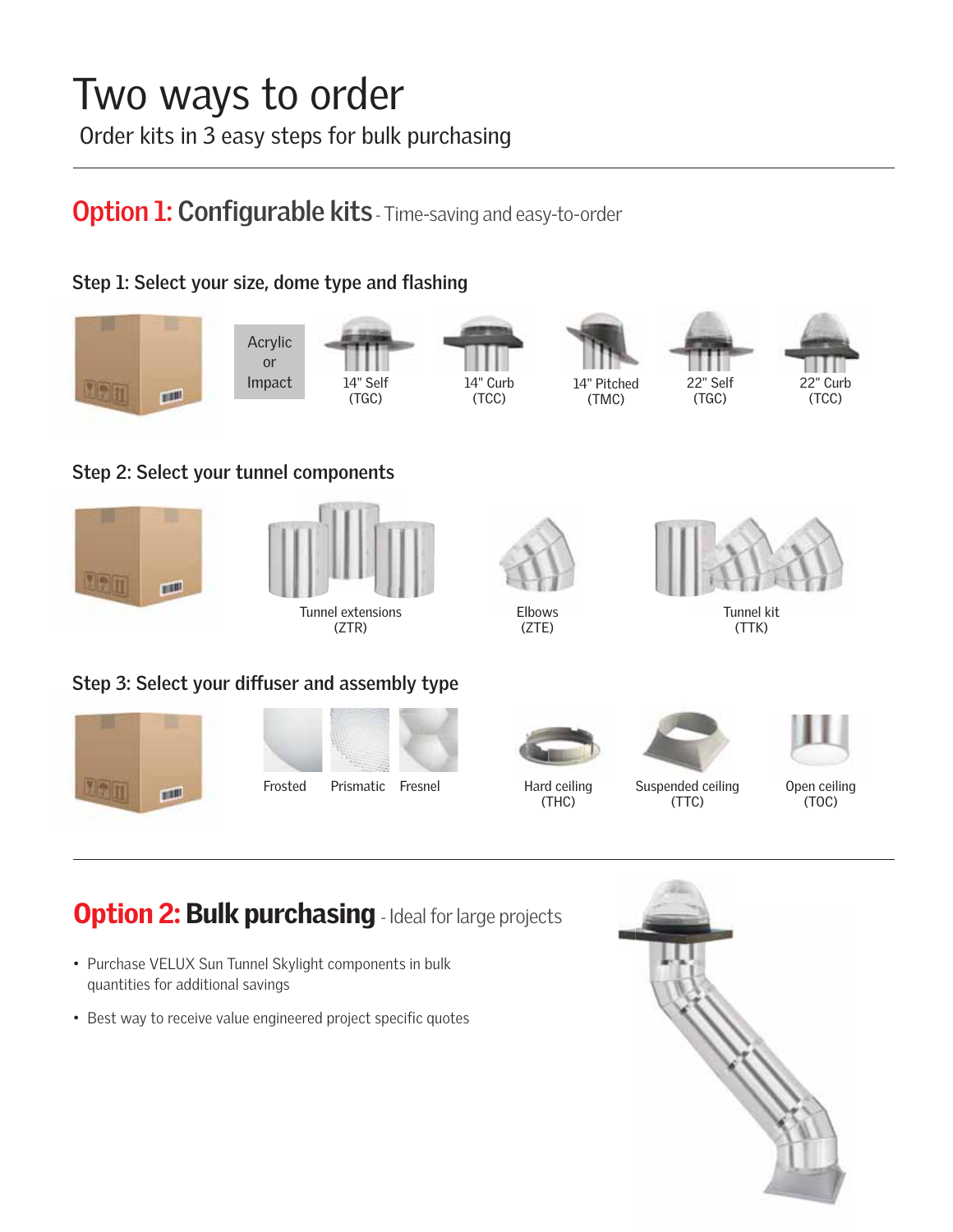# Two ways to order

Order kits in 3 easy steps for bulk purchasing

## Option 1: Configurable kits - Time-saving and easy-to-order

### Step 1: Select your size, dome type and flashing

Acrylic or Impact

14" Self (TGC)

14" Curb (TCC)

14" Pitched (TMC)

22" Self (TGC)

22" Curb (TCC)

### Step 2: Select your tunnel components

Tunnel extensions (ZTR)

Elbows (ZTE)

Tunnel kit (TTK)

### Step 3: Select your diffuser and assembly type

Frosted

Prismatic

Fresnel

Hard ceiling (THC)

Suspended ceiling (TTC)

Open ceiling (TOC)

## Option 2: Bulk purchasing - Ideal for large projects

- Purchase VELUX Sun Tunnel Skylight components in bulk quantities for additional savings
- Best way to receive value engineered project specific quotes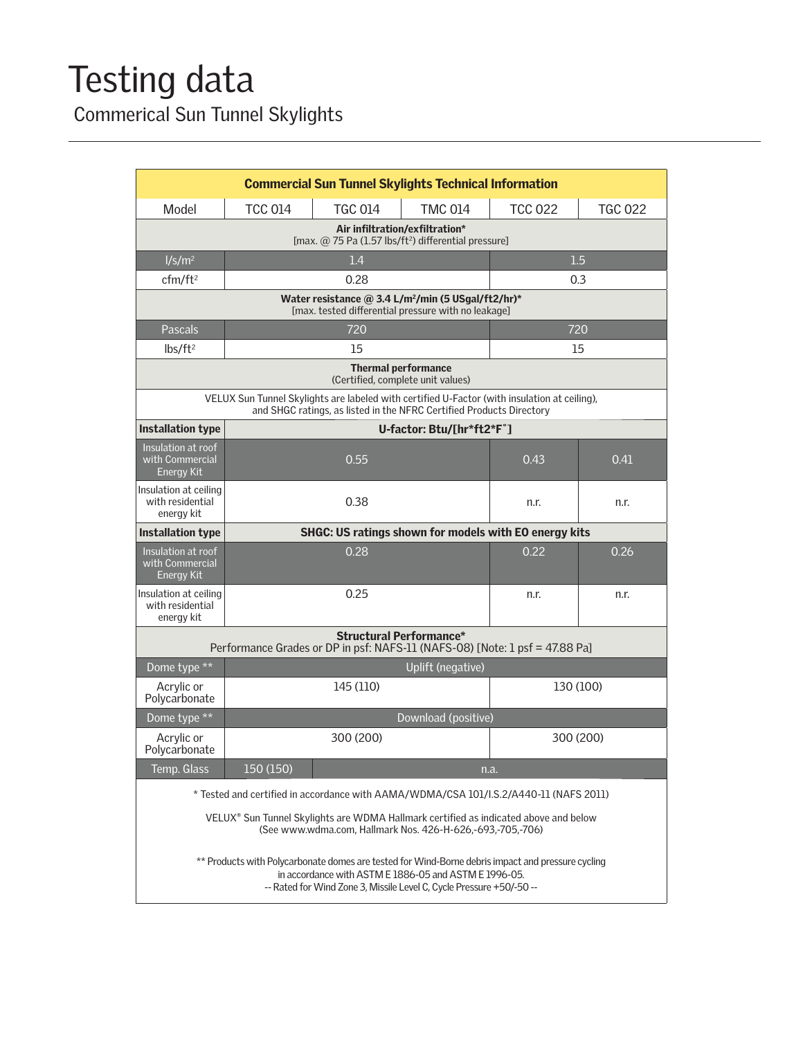# Testing data

## Commerical Sun Tunnel Skylights

| Commercial Sun Tunnel Skylights Technical Information | | | | | |
|---|---|---|---|---|---|
| Model | TCC 014 | TGC 014 | TMC 014 | TCC 022 | TGC 022 |
| **Air infiltration/exfiltration*** [max. @ 75 Pa (1.57 lbs/ft²) differential pressure] | | | | | |
| l/s/m² | 1.4 | | | 1.5 | |
| cfm/ft² | 0.28 | | | 0.3 | |
| **Water resistance @ 3.4 L/m²/min (5 USgal/ft2/hr)*** [max. tested differential pressure with no leakage] | | | | | |
| Pascals | 720 | | | 720 | |
| lbs/ft² | 15 | | | 15 | |
| **Thermal performance** (Certified, complete unit values) | | | | | |
| VELUX Sun Tunnel Skylights are labeled with certified U-Factor (with insulation at ceiling), and SHGC ratings, as listed in the NFRC Certified Products Directory | | | | | |
| **Installation type** | **U-factor: Btu/[hr*ft2*F˚]** | | | | |
| Insulation at roof with Commercial Energy Kit | 0.55 | | | 0.43 | 0.41 |
| Insulation at ceiling with residential energy kit | 0.38 | | | n.r. | n.r. |
| **Installation type** | **SHGC: US ratings shown for models with EO energy kits** | | | | |
| Insulation at roof with Commercial Energy Kit | 0.28 | | | 0.22 | 0.26 |
| Insulation at ceiling with residential energy kit | 0.25 | | | n.r. | n.r. |
| **Structural Performance*** Performance Grades or DP in psf: NAFS-11 (NAFS-08) [Note: 1 psf = 47.88 Pa] | | | | | |
| Dome type ** | Uplift (negative) | | | | |
| Acrylic or Polycarbonate | 145 (110) | | | 130 (100) | |
| Dome type ** | Download (positive) | | | | |
| Acrylic or Polycarbonate | 300 (200) | | | 300 (200) | |
| Temp. Glass | 150 (150) | n.a. | | | |

\* Tested and certified in accordance with AAMA/WDMA/CSA 101/I.S.2/A440-11 (NAFS 2011)

VELUX® Sun Tunnel Skylights are WDMA Hallmark certified as indicated above and below (See www.wdma.com, Hallmark Nos. 426-H-626,-693,-705,-706)

** Products with Polycarbonate domes are tested for Wind-Borne debris impact and pressure cycling in accordance with ASTM E 1886-05 and ASTM E 1996-05.
-- Rated for Wind Zone 3, Missile Level C, Cycle Pressure +50/-50 --